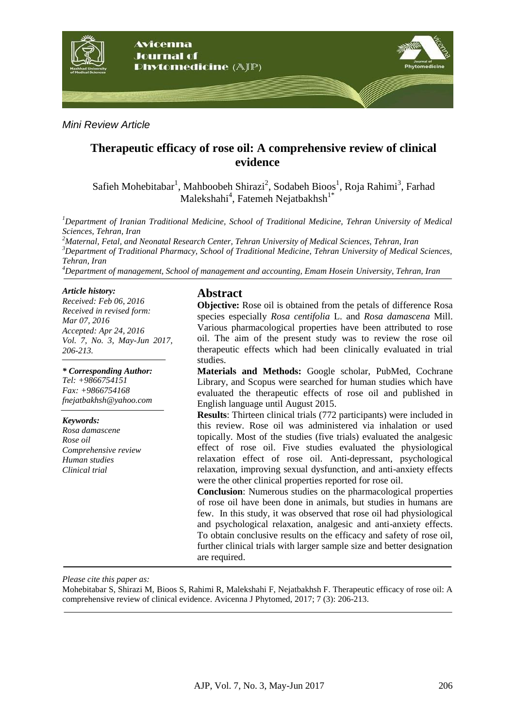*Mini Review Article*

# Therapeutic efficacy of rose oil: A comprehensive review of clinical evidence

Safieh Mohebitabar[1], Mahboobeh Shirazi[2], Sodabeh Bioos[1], Roja Rahimi[3], Farhad Malekshahi[4], Fatemeh Nejatbakhsh[1*]

[1]*Department of Iranian Traditional Medicine, School of Traditional Medicine, Tehran University of Medical Sciences, Tehran, Iran*

[2]*Maternal, Fetal, and Neonatal Research Center, Tehran University of Medical Sciences, Tehran, Iran*

[3]*Department of Traditional Pharmacy, School of Traditional Medicine, Tehran University of Medical Sciences, Tehran, Iran*

[4]*Department of management, School of management and accounting, Emam Hosein University, Tehran, Iran*

***Article history:***
*Received: Feb 06, 2016*
*Received in revised form: Mar 07, 2016*
*Accepted: Apr 24, 2016*
*Vol. 7, No. 3, May-Jun 2017, 206-213.*

***\* Corresponding Author:***
*Tel: +9866754151*
*Fax: +9866754168*
*fnejatbakhsh@yahoo.com*

***Keywords:***
*Rosa damascene*
*Rose oil*
*Comprehensive review*
*Human studies*
*Clinical trial*

## Abstract

**Objective:** Rose oil is obtained from the petals of difference Rosa species especially *Rosa centifolia* L. and *Rosa damascena* Mill. Various pharmacological properties have been attributed to rose oil. The aim of the present study was to review the rose oil therapeutic effects which had been clinically evaluated in trial studies.

**Materials and Methods:** Google scholar, PubMed, Cochrane Library, and Scopus were searched for human studies which have evaluated the therapeutic effects of rose oil and published in English language until August 2015.

**Results**: Thirteen clinical trials (772 participants) were included in this review. Rose oil was administered via inhalation or used topically. Most of the studies (five trials) evaluated the analgesic effect of rose oil. Five studies evaluated the physiological relaxation effect of rose oil. Anti-depressant, psychological relaxation, improving sexual dysfunction, and anti-anxiety effects were the other clinical properties reported for rose oil.

**Conclusion**: Numerous studies on the pharmacological properties of rose oil have been done in animals, but studies in humans are few. In this study, it was observed that rose oil had physiological and psychological relaxation, analgesic and anti-anxiety effects. To obtain conclusive results on the efficacy and safety of rose oil, further clinical trials with larger sample size and better designation are required.

*Please cite this paper as:*
Mohebitabar S, Shirazi M, Bioos S, Rahimi R, Malekshahi F, Nejatbakhsh F. Therapeutic efficacy of rose oil: A comprehensive review of clinical evidence. Avicenna J Phytomed, 2017; 7 (3): 206-213.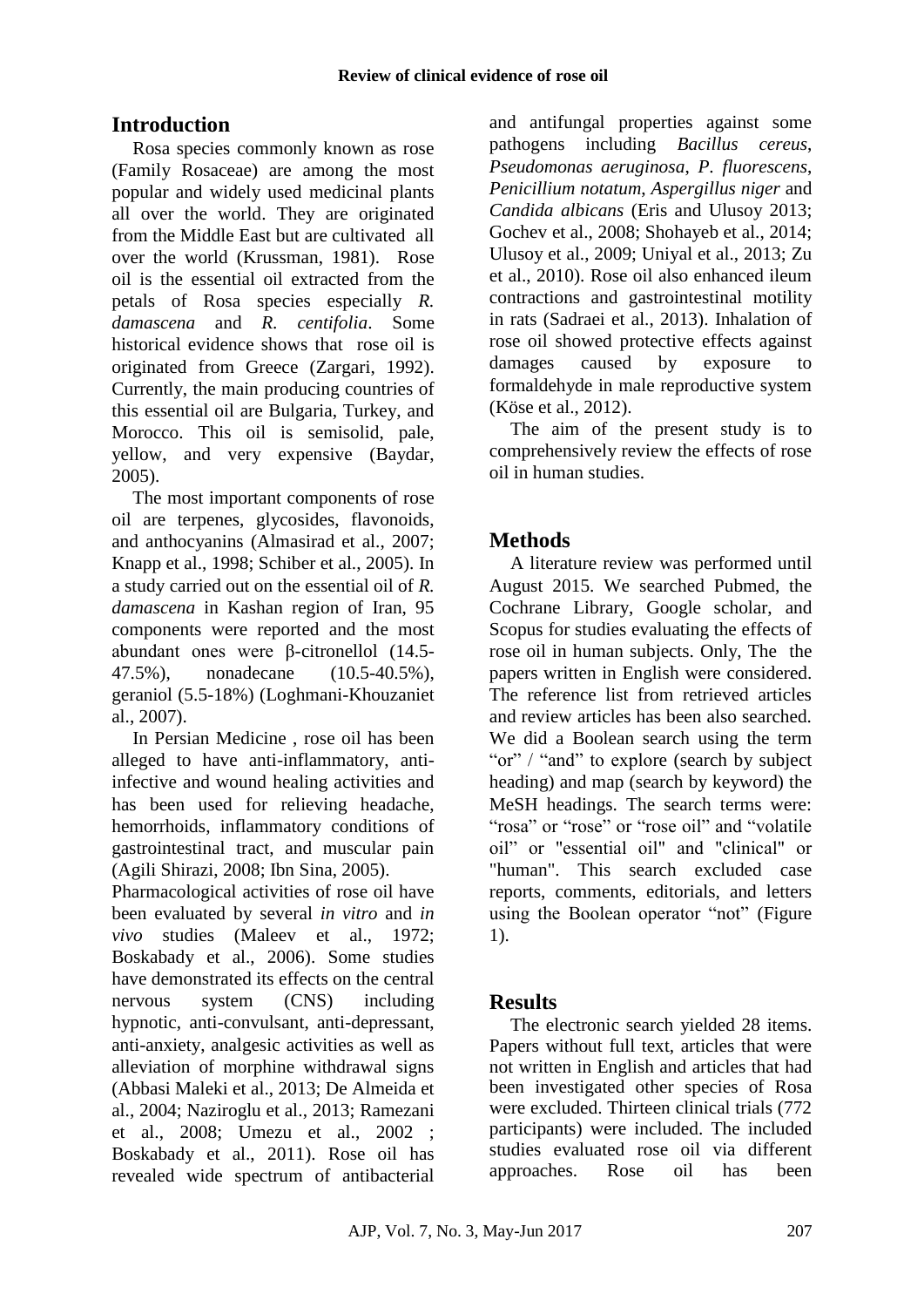## Introduction

Rosa species commonly known as rose (Family Rosaceae) are among the most popular and widely used medicinal plants all over the world. They are originated from the Middle East but are cultivated all over the world (Krussman, 1981). Rose oil is the essential oil extracted from the petals of Rosa species especially *R. damascena* and *R. centifolia*. Some historical evidence shows that rose oil is originated from Greece (Zargari, 1992). Currently, the main producing countries of this essential oil are Bulgaria, Turkey, and Morocco. This oil is semisolid, pale, yellow, and very expensive (Baydar, 2005).

The most important components of rose oil are terpenes, glycosides, flavonoids, and anthocyanins (Almasirad et al., 2007; Knapp et al., 1998; Schiber et al., 2005). In a study carried out on the essential oil of *R. damascena* in Kashan region of Iran, 95 components were reported and the most abundant ones were β-citronellol (14.5-47.5%), nonadecane (10.5-40.5%), geraniol (5.5-18%) (Loghmani-Khouzaniet al., 2007).

In Persian Medicine , rose oil has been alleged to have anti-inflammatory, anti-infective and wound healing activities and has been used for relieving headache, hemorrhoids, inflammatory conditions of gastrointestinal tract, and muscular pain (Agili Shirazi, 2008; Ibn Sina, 2005).

Pharmacological activities of rose oil have been evaluated by several *in vitro* and *in vivo* studies (Maleev et al., 1972; Boskabady et al., 2006). Some studies have demonstrated its effects on the central nervous system (CNS) including hypnotic, anti-convulsant, anti-depressant, anti-anxiety, analgesic activities as well as alleviation of morphine withdrawal signs (Abbasi Maleki et al., 2013; De Almeida et al., 2004; Naziroglu et al., 2013; Ramezani et al., 2008; Umezu et al., 2002 ; Boskabady et al., 2011). Rose oil has revealed wide spectrum of antibacterial and antifungal properties against some pathogens including *Bacillus cereus*, *Pseudomonas aeruginosa*, *P. fluorescens*, *Penicillium notatum*, *Aspergillus niger* and *Candida albicans* (Eris and Ulusoy 2013; Gochev et al., 2008; Shohayeb et al., 2014; Ulusoy et al., 2009; Uniyal et al., 2013; Zu et al., 2010). Rose oil also enhanced ileum contractions and gastrointestinal motility in rats (Sadraei et al., 2013). Inhalation of rose oil showed protective effects against damages caused by exposure to formaldehyde in male reproductive system (Köse et al., 2012).

The aim of the present study is to comprehensively review the effects of rose oil in human studies.

## Methods

A literature review was performed until August 2015. We searched Pubmed, the Cochrane Library, Google scholar, and Scopus for studies evaluating the effects of rose oil in human subjects. Only, The the papers written in English were considered. The reference list from retrieved articles and review articles has been also searched. We did a Boolean search using the term "or" / "and" to explore (search by subject heading) and map (search by keyword) the MeSH headings. The search terms were: "rosa" or "rose" or "rose oil" and "volatile oil" or "essential oil" and "clinical" or "human". This search excluded case reports, comments, editorials, and letters using the Boolean operator "not" (Figure 1).

## Results

The electronic search yielded 28 items. Papers without full text, articles that were not written in English and articles that had been investigated other species of Rosa were excluded. Thirteen clinical trials (772 participants) were included. The included studies evaluated rose oil via different approaches. Rose oil has been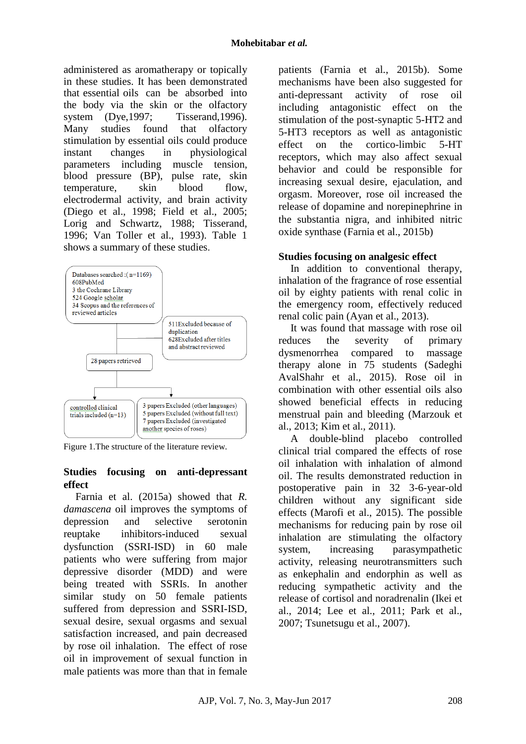administered as aromatherapy or topically in these studies. It has been demonstrated that essential oils can be absorbed into the body via the skin or the olfactory system (Dye,1997; Tisserand,1996). Many studies found that olfactory stimulation by essential oils could produce instant changes in physiological parameters including muscle tension, blood pressure (BP), pulse rate, skin temperature, skin blood flow, electrodermal activity, and brain activity (Diego et al., 1998; Field et al., 2005; Lorig and Schwartz, 1988; Tisserand, 1996; Van Toller et al., 1993). Table 1 shows a summary of these studies.

Databases searched :(n=1169)
608PubMed
3 the Cochrane Library
524 Google scholar
34 Scopus and the references of reviewed articles

511Excluded because of duplication
628Excluded after titles and abstract reviewed

28 papers retrieved

controlled clinical trials included (n=13)

3 papers Excluded (other languages)
5 papers Excluded (without full text)
7 papers Excluded (investigated another species of roses)

Figure 1.The structure of the literature review.

## Studies focusing on anti-depressant effect

Farnia et al. (2015a) showed that *R. damascena* oil improves the symptoms of depression and selective serotonin reuptake inhibitors-induced sexual dysfunction (SSRI-ISD) in 60 male patients who were suffering from major depressive disorder (MDD) and were being treated with SSRIs. In another similar study on 50 female patients suffered from depression and SSRI-ISD, sexual desire, sexual orgasms and sexual satisfaction increased, and pain decreased by rose oil inhalation. The effect of rose oil in improvement of sexual function in male patients was more than that in female patients (Farnia et al., 2015b). Some mechanisms have been also suggested for anti-depressant activity of rose oil including antagonistic effect on the stimulation of the post-synaptic 5-HT2 and 5-HT3 receptors as well as antagonistic effect on the cortico-limbic 5-HT receptors, which may also affect sexual behavior and could be responsible for increasing sexual desire, ejaculation, and orgasm. Moreover, rose oil increased the release of dopamine and norepinephrine in the substantia nigra, and inhibited nitric oxide synthase (Farnia et al., 2015b)

## Studies focusing on analgesic effect

In addition to conventional therapy, inhalation of the fragrance of rose essential oil by eighty patients with renal colic in the emergency room, effectively reduced renal colic pain (Ayan et al., 2013).

It was found that massage with rose oil reduces the severity of primary dysmenorrhea compared to massage therapy alone in 75 students (Sadeghi AvalShahr et al., 2015). Rose oil in combination with other essential oils also showed beneficial effects in reducing menstrual pain and bleeding (Marzouk et al., 2013; Kim et al., 2011).

A double-blind placebo controlled clinical trial compared the effects of rose oil inhalation with inhalation of almond oil. The results demonstrated reduction in postoperative pain in 32 3-6-year-old children without any significant side effects (Marofi et al., 2015). The possible mechanisms for reducing pain by rose oil inhalation are stimulating the olfactory system, increasing parasympathetic activity, releasing neurotransmitters such as enkephalin and endorphin as well as reducing sympathetic activity and the release of cortisol and noradrenalin (Ikei et al., 2014; Lee et al., 2011; Park et al., 2007; Tsunetsugu et al., 2007).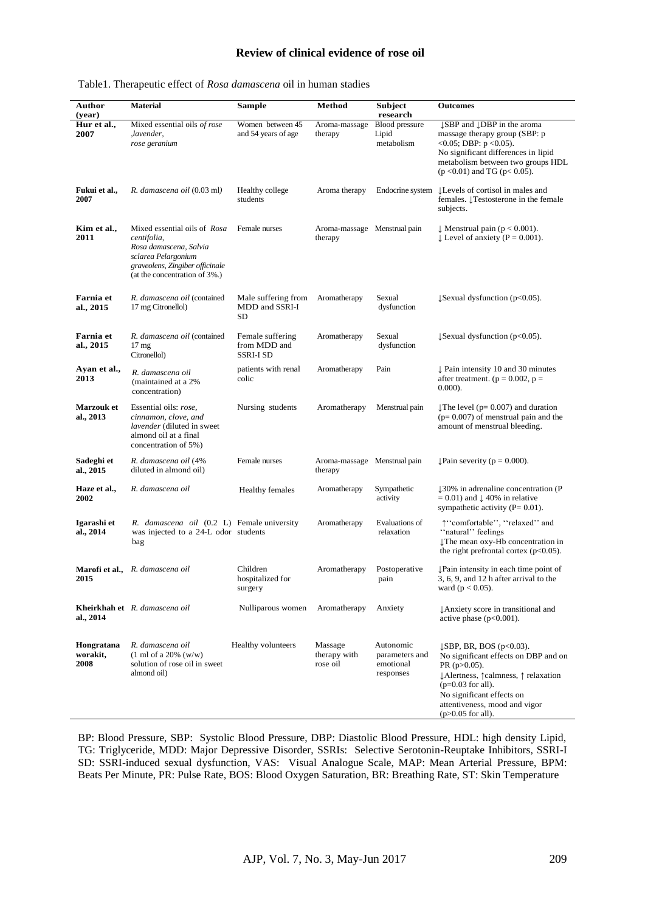Table1. Therapeutic effect of *Rosa damascena* oil in human stadies

| Author (year) | Material | Sample | Method | Subject research | Outcomes |
|---|---|---|---|---|---|
| **Hur et al., 2007** | Mixed essential oils *of rose ,lavender, rose geranium* | Women between 45 and 54 years of age | Aroma-massage therapy | Blood pressure Lipid metabolism | ↓SBP and ↓DBP in the aroma massage therapy group (SBP: p <0.05; DBP: p <0.05). No significant differences in lipid metabolism between two groups HDL (p <0.01) and TG (p< 0.05). |
| **Fukui et al., 2007** | *R. damascena oil* (0.03 ml) | Healthy college students | Aroma therapy | Endocrine system | ↓Levels of cortisol in males and females. ↓Testosterone in the female subjects. |
| **Kim et al., 2011** | Mixed essential oils of *Rosa centifolia, Rosa damascena, Salvia sclarea Pelargonium graveolens, Zingiber officinale* (at the concentration of 3%.) | Female nurses | Aroma-massage therapy | Menstrual pain | ↓ Menstrual pain (p < 0.001). ↓ Level of anxiety (P = 0.001). |
| **Farnia et al., 2015** | *R. damascena oil* (contained 17 mg Citronellol) | Male suffering from MDD and SSRI-I SD | Aromatherapy | Sexual dysfunction | ↓Sexual dysfunction (p<0.05). |
| **Farnia et al., 2015** | *R. damascena oil* (contained 17 mg Citronellol) | Female suffering from MDD and SSRI-I SD | Aromatherapy | Sexual dysfunction | ↓Sexual dysfunction (p<0.05). |
| **Ayan et al., 2013** | *R. damascena oil* (maintained at a 2% concentration) | patients with renal colic | Aromatherapy | Pain | ↓ Pain intensity 10 and 30 minutes after treatment. (p = 0.002, p = 0.000). |
| **Marzouk et al., 2013** | Essential oils: *rose, cinnamon, clove, and lavender* (diluted in sweet almond oil at a final concentration of 5%) | Nursing students | Aromatherapy | Menstrual pain | ↓The level (p= 0.007) and duration (p= 0.007) of menstrual pain and the amount of menstrual bleeding. |
| **Sadeghi et al., 2015** | *R. damascena oil* (4% diluted in almond oil) | Female nurses | Aroma-massage therapy | Menstrual pain | ↓Pain severity (p = 0.000). |
| **Haze et al., 2002** | *R. damascena oil* | Healthy females | Aromatherapy | Sympathetic activity | ↓30% in adrenaline concentration (P = 0.01) and ↓ 40% in relative sympathetic activity (P= 0.01). |
| **Igarashi et al., 2014** | *R. damascena oil* (0.2 L) was injected to a 24-L odor bag | Female university students | Aromatherapy | Evaluations of relaxation | ↑''comfortable'', ''relaxed'' and ''natural'' feelings ↓The mean oxy-Hb concentration in the right prefrontal cortex (p<0.05). |
| **Marofi et al., 2015** | *R. damascena oil* | Children hospitalized for surgery | Aromatherapy | Postoperative pain | ↓Pain intensity in each time point of 3, 6, 9, and 12 h after arrival to the ward (p < 0.05). |
| **Kheirkhah et al., 2014** | *R. damascena oil* | Nulliparous women | Aromatherapy | Anxiety | ↓Anxiety score in transitional and active phase (p<0.001). |
| **Hongratana worakit, 2008** | *R. damascena oil* (1 ml of a 20% (w/w) solution of rose oil in sweet almond oil) | Healthy volunteers | Massage therapy with rose oil | Autonomic parameters and emotional responses | ↓SBP, BR, BOS (p<0.03). No significant effects on DBP and on PR (p>0.05). ↓Alertness, ↑calmness, ↑ relaxation (p=0.03 for all). No significant effects on attentiveness, mood and vigor (p>0.05 for all). |

BP: Blood Pressure, SBP: Systolic Blood Pressure, DBP: Diastolic Blood Pressure, HDL: high density Lipid, TG: Triglyceride, MDD: Major Depressive Disorder, SSRIs: Selective Serotonin-Reuptake Inhibitors, SSRI-I SD: SSRI-induced sexual dysfunction, VAS: Visual Analogue Scale, MAP: Mean Arterial Pressure, BPM: Beats Per Minute, PR: Pulse Rate, BOS: Blood Oxygen Saturation, BR: Breathing Rate, ST: Skin Temperature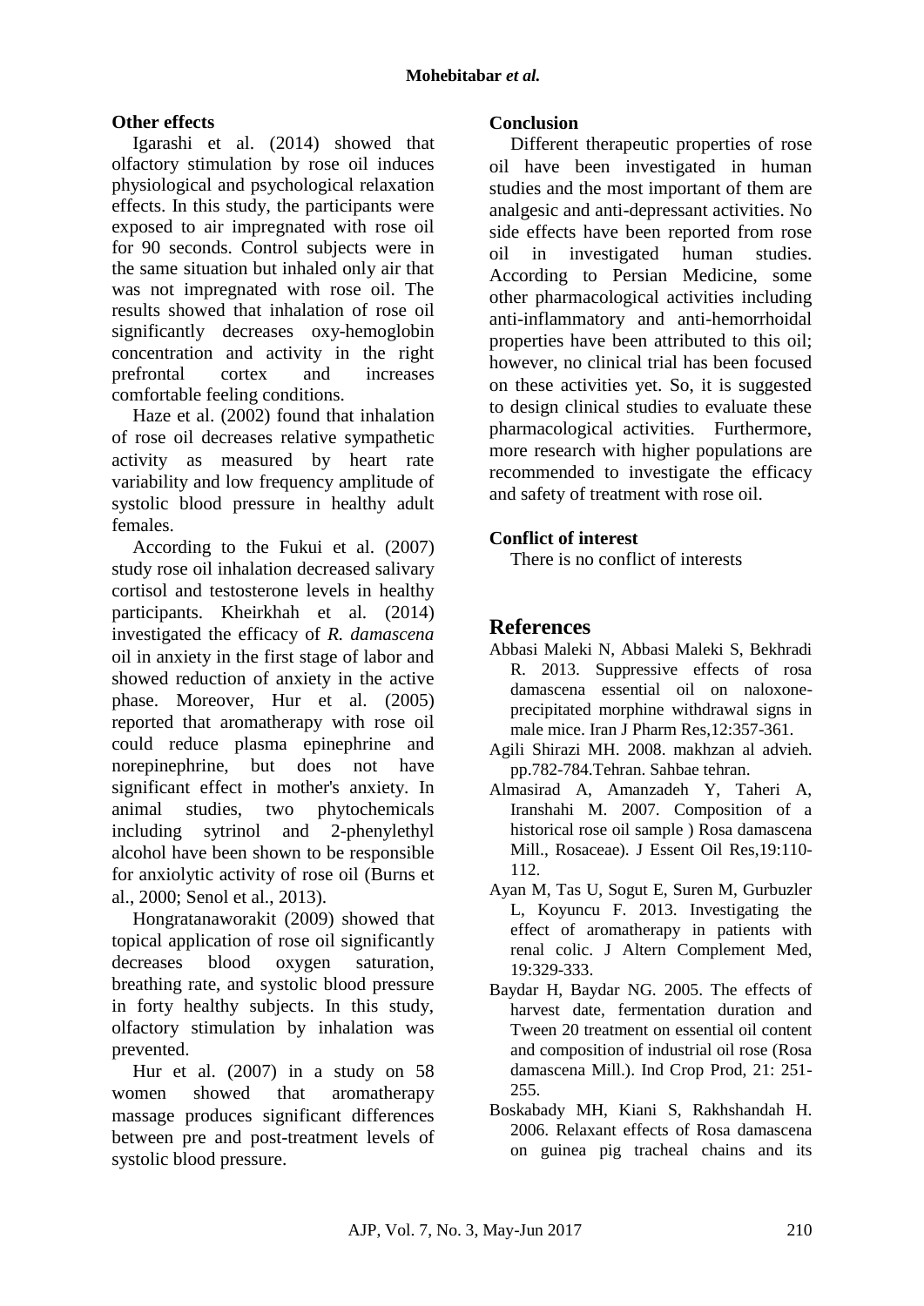### Other effects

Igarashi et al. (2014) showed that olfactory stimulation by rose oil induces physiological and psychological relaxation effects. In this study, the participants were exposed to air impregnated with rose oil for 90 seconds. Control subjects were in the same situation but inhaled only air that was not impregnated with rose oil. The results showed that inhalation of rose oil significantly decreases oxy-hemoglobin concentration and activity in the right prefrontal cortex and increases comfortable feeling conditions.

Haze et al. (2002) found that inhalation of rose oil decreases relative sympathetic activity as measured by heart rate variability and low frequency amplitude of systolic blood pressure in healthy adult females.

According to the Fukui et al. (2007) study rose oil inhalation decreased salivary cortisol and testosterone levels in healthy participants. Kheirkhah et al. (2014) investigated the efficacy of *R. damascena* oil in anxiety in the first stage of labor and showed reduction of anxiety in the active phase. Moreover, Hur et al. (2005) reported that aromatherapy with rose oil could reduce plasma epinephrine and norepinephrine, but does not have significant effect in mother's anxiety. In animal studies, two phytochemicals including sytrinol and 2-phenylethyl alcohol have been shown to be responsible for anxiolytic activity of rose oil (Burns et al., 2000; Senol et al., 2013).

Hongratanaworakit (2009) showed that topical application of rose oil significantly decreases blood oxygen saturation, breathing rate, and systolic blood pressure in forty healthy subjects. In this study, olfactory stimulation by inhalation was prevented.

Hur et al. (2007) in a study on 58 women showed that aromatherapy massage produces significant differences between pre and post-treatment levels of systolic blood pressure.

### Conclusion

Different therapeutic properties of rose oil have been investigated in human studies and the most important of them are analgesic and anti-depressant activities. No side effects have been reported from rose oil in investigated human studies. According to Persian Medicine, some other pharmacological activities including anti-inflammatory and anti-hemorrhoidal properties have been attributed to this oil; however, no clinical trial has been focused on these activities yet. So, it is suggested to design clinical studies to evaluate these pharmacological activities. Furthermore, more research with higher populations are recommended to investigate the efficacy and safety of treatment with rose oil.

### Conflict of interest

There is no conflict of interests

## References

Abbasi Maleki N, Abbasi Maleki S, Bekhradi R. 2013. Suppressive effects of rosa damascena essential oil on naloxone-precipitated morphine withdrawal signs in male mice. Iran J Pharm Res,12:357-361.

Agili Shirazi MH. 2008. makhzan al advieh. pp.782-784.Tehran. Sahbae tehran.

Almasirad A, Amanzadeh Y, Taheri A, Iranshahi M. 2007. Composition of a historical rose oil sample ) Rosa damascena Mill., Rosaceae). J Essent Oil Res,19:110-112.

Ayan M, Tas U, Sogut E, Suren M, Gurbuzler L, Koyuncu F. 2013. Investigating the effect of aromatherapy in patients with renal colic. J Altern Complement Med, 19:329-333.

Baydar H, Baydar NG. 2005. The effects of harvest date, fermentation duration and Tween 20 treatment on essential oil content and composition of industrial oil rose (Rosa damascena Mill.). Ind Crop Prod, 21: 251-255.

Boskabady MH, Kiani S, Rakhshandah H. 2006. Relaxant effects of Rosa damascena on guinea pig tracheal chains and its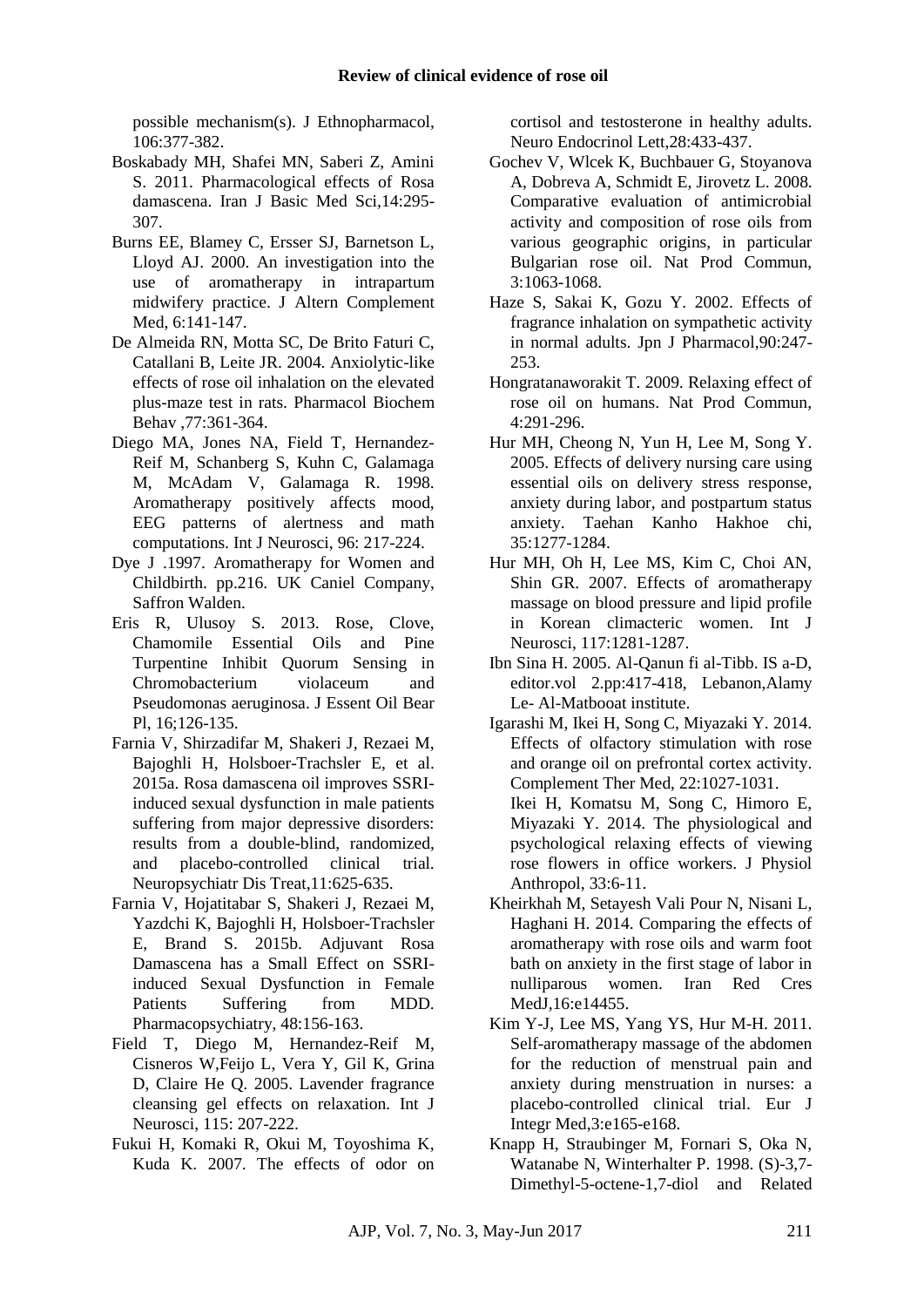possible mechanism(s). J Ethnopharmacol, 106:377-382.

Boskabady MH, Shafei MN, Saberi Z, Amini S. 2011. Pharmacological effects of Rosa damascena. Iran J Basic Med Sci,14:295-307.

Burns EE, Blamey C, Ersser SJ, Barnetson L, Lloyd AJ. 2000. An investigation into the use of aromatherapy in intrapartum midwifery practice. J Altern Complement Med, 6:141-147.

De Almeida RN, Motta SC, De Brito Faturi C, Catallani B, Leite JR. 2004. Anxiolytic-like effects of rose oil inhalation on the elevated plus-maze test in rats. Pharmacol Biochem Behav ,77:361-364.

Diego MA, Jones NA, Field T, Hernandez-Reif M, Schanberg S, Kuhn C, Galamaga M, McAdam V, Galamaga R. 1998. Aromatherapy positively affects mood, EEG patterns of alertness and math computations. Int J Neurosci, 96: 217-224.

Dye J .1997. Aromatherapy for Women and Childbirth. pp.216. UK Caniel Company, Saffron Walden.

Eris R, Ulusoy S. 2013. Rose, Clove, Chamomile Essential Oils and Pine Turpentine Inhibit Quorum Sensing in Chromobacterium violaceum and Pseudomonas aeruginosa. J Essent Oil Bear Pl, 16;126-135.

Farnia V, Shirzadifar M, Shakeri J, Rezaei M, Bajoghli H, Holsboer-Trachsler E, et al. 2015a. Rosa damascena oil improves SSRI-induced sexual dysfunction in male patients suffering from major depressive disorders: results from a double-blind, randomized, and placebo-controlled clinical trial. Neuropsychiatr Dis Treat,11:625-635.

Farnia V, Hojatitabar S, Shakeri J, Rezaei M, Yazdchi K, Bajoghli H, Holsboer-Trachsler E, Brand S. 2015b. Adjuvant Rosa Damascena has a Small Effect on SSRI-induced Sexual Dysfunction in Female Patients Suffering from MDD. Pharmacopsychiatry, 48:156-163.

Field T, Diego M, Hernandez-Reif M, Cisneros W,Feijo L, Vera Y, Gil K, Grina D, Claire He Q. 2005. Lavender fragrance cleansing gel effects on relaxation. Int J Neurosci, 115: 207-222.

Fukui H, Komaki R, Okui M, Toyoshima K, Kuda K. 2007. The effects of odor on cortisol and testosterone in healthy adults. Neuro Endocrinol Lett,28:433-437.

Gochev V, Wlcek K, Buchbauer G, Stoyanova A, Dobreva A, Schmidt E, Jirovetz L. 2008. Comparative evaluation of antimicrobial activity and composition of rose oils from various geographic origins, in particular Bulgarian rose oil. Nat Prod Commun, 3:1063-1068.

Haze S, Sakai K, Gozu Y. 2002. Effects of fragrance inhalation on sympathetic activity in normal adults. Jpn J Pharmacol,90:247-253.

Hongratanaworakit T. 2009. Relaxing effect of rose oil on humans. Nat Prod Commun, 4:291-296.

Hur MH, Cheong N, Yun H, Lee M, Song Y. 2005. Effects of delivery nursing care using essential oils on delivery stress response, anxiety during labor, and postpartum status anxiety. Taehan Kanho Hakhoe chi, 35:1277-1284.

Hur MH, Oh H, Lee MS, Kim C, Choi AN, Shin GR. 2007. Effects of aromatherapy massage on blood pressure and lipid profile in Korean climacteric women. Int J Neurosci, 117:1281-1287.

Ibn Sina H. 2005. Al-Qanun fi al-Tibb. IS a-D, editor.vol 2.pp:417-418, Lebanon,Alamy Le- Al-Matbooat institute.

Igarashi M, Ikei H, Song C, Miyazaki Y. 2014. Effects of olfactory stimulation with rose and orange oil on prefrontal cortex activity. Complement Ther Med, 22:1027-1031.

Ikei H, Komatsu M, Song C, Himoro E, Miyazaki Y. 2014. The physiological and psychological relaxing effects of viewing rose flowers in office workers. J Physiol Anthropol, 33:6-11.

Kheirkhah M, Setayesh Vali Pour N, Nisani L, Haghani H. 2014. Comparing the effects of aromatherapy with rose oils and warm foot bath on anxiety in the first stage of labor in nulliparous women. Iran Red Cres MedJ,16:e14455.

Kim Y-J, Lee MS, Yang YS, Hur M-H. 2011. Self-aromatherapy massage of the abdomen for the reduction of menstrual pain and anxiety during menstruation in nurses: a placebo-controlled clinical trial. Eur J Integr Med,3:e165-e168.

Knapp H, Straubinger M, Fornari S, Oka N, Watanabe N, Winterhalter P. 1998. (S)-3,7-Dimethyl-5-octene-1,7-diol and Related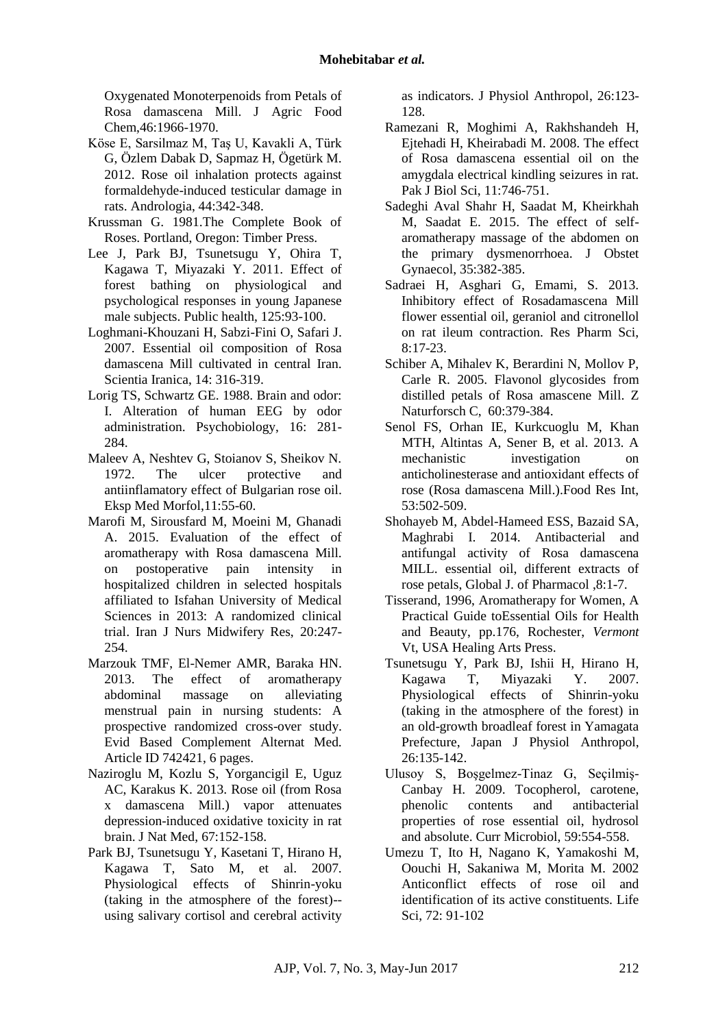Oxygenated Monoterpenoids from Petals of Rosa damascena Mill. J Agric Food Chem,46:1966-1970.

Köse E, Sarsilmaz M, Taş U, Kavakli A, Türk G, Özlem Dabak D, Sapmaz H, Ögetürk M. 2012. Rose oil inhalation protects against formaldehyde-induced testicular damage in rats. Andrologia, 44:342-348.

Krussman G. 1981.The Complete Book of Roses. Portland, Oregon: Timber Press.

Lee J, Park BJ, Tsunetsugu Y, Ohira T, Kagawa T, Miyazaki Y. 2011. Effect of forest bathing on physiological and psychological responses in young Japanese male subjects. Public health, 125:93-100.

Loghmani-Khouzani H, Sabzi-Fini O, Safari J. 2007. Essential oil composition of Rosa damascena Mill cultivated in central Iran. Scientia Iranica, 14: 316-319.

Lorig TS, Schwartz GE. 1988. Brain and odor: I. Alteration of human EEG by odor administration. Psychobiology, 16: 281-284.

Maleev A, Neshtev G, Stoianov S, Sheikov N. 1972. The ulcer protective and antiinflamatory effect of Bulgarian rose oil. Eksp Med Morfol,11:55-60.

Marofi M, Sirousfard M, Moeini M, Ghanadi A. 2015. Evaluation of the effect of aromatherapy with Rosa damascena Mill. on postoperative pain intensity in hospitalized children in selected hospitals affiliated to Isfahan University of Medical Sciences in 2013: A randomized clinical trial. Iran J Nurs Midwifery Res, 20:247-254.

Marzouk TMF, El-Nemer AMR, Baraka HN. 2013. The effect of aromatherapy abdominal massage on alleviating menstrual pain in nursing students: A prospective randomized cross-over study. Evid Based Complement Alternat Med. Article ID 742421, 6 pages.

Naziroglu M, Kozlu S, Yorgancigil E, Uguz AC, Karakus K. 2013. Rose oil (from Rosa x damascena Mill.) vapor attenuates depression-induced oxidative toxicity in rat brain. J Nat Med, 67:152-158.

Park BJ, Tsunetsugu Y, Kasetani T, Hirano H, Kagawa T, Sato M, et al. 2007. Physiological effects of Shinrin-yoku (taking in the atmosphere of the forest)--using salivary cortisol and cerebral activity as indicators. J Physiol Anthropol, 26:123-128.

Ramezani R, Moghimi A, Rakhshandeh H, Ejtehadi H, Kheirabadi M. 2008. The effect of Rosa damascena essential oil on the amygdala electrical kindling seizures in rat. Pak J Biol Sci, 11:746-751.

Sadeghi Aval Shahr H, Saadat M, Kheirkhah M, Saadat E. 2015. The effect of self-aromatherapy massage of the abdomen on the primary dysmenorrhoea. J Obstet Gynaecol, 35:382-385.

Sadraei H, Asghari G, Emami, S. 2013. Inhibitory effect of Rosadamascena Mill flower essential oil, geraniol and citronellol on rat ileum contraction. Res Pharm Sci, 8:17-23.

Schiber A, Mihalev K, Berardini N, Mollov P, Carle R. 2005. Flavonol glycosides from distilled petals of Rosa amascene Mill. Z Naturforsch C, 60:379-384.

Senol FS, Orhan IE, Kurkcuoglu M, Khan MTH, Altintas A, Sener B, et al. 2013. A mechanistic investigation on anticholinesterase and antioxidant effects of rose (Rosa damascena Mill.).Food Res Int, 53:502-509.

Shohayeb M, Abdel-Hameed ESS, Bazaid SA, Maghrabi I. 2014. Antibacterial and antifungal activity of Rosa damascena MILL. essential oil, different extracts of rose petals, Global J. of Pharmacol ,8:1-7.

Tisserand, 1996, Aromatherapy for Women, A Practical Guide toEssential Oils for Health and Beauty, pp.176, Rochester, *Vermont* Vt, USA Healing Arts Press.

Tsunetsugu Y, Park BJ, Ishii H, Hirano H, Kagawa T, Miyazaki Y. 2007. Physiological effects of Shinrin-yoku (taking in the atmosphere of the forest) in an old-growth broadleaf forest in Yamagata Prefecture, Japan J Physiol Anthropol, 26:135-142.

Ulusoy S, Boşgelmez-Tinaz G, Seçilmiş-Canbay H. 2009. Tocopherol, carotene, phenolic contents and antibacterial properties of rose essential oil, hydrosol and absolute. Curr Microbiol, 59:554-558.

Umezu T, Ito H, Nagano K, Yamakoshi M, Oouchi H, Sakaniwa M, Morita M. 2002 Anticonflict effects of rose oil and identification of its active constituents. Life Sci, 72: 91-102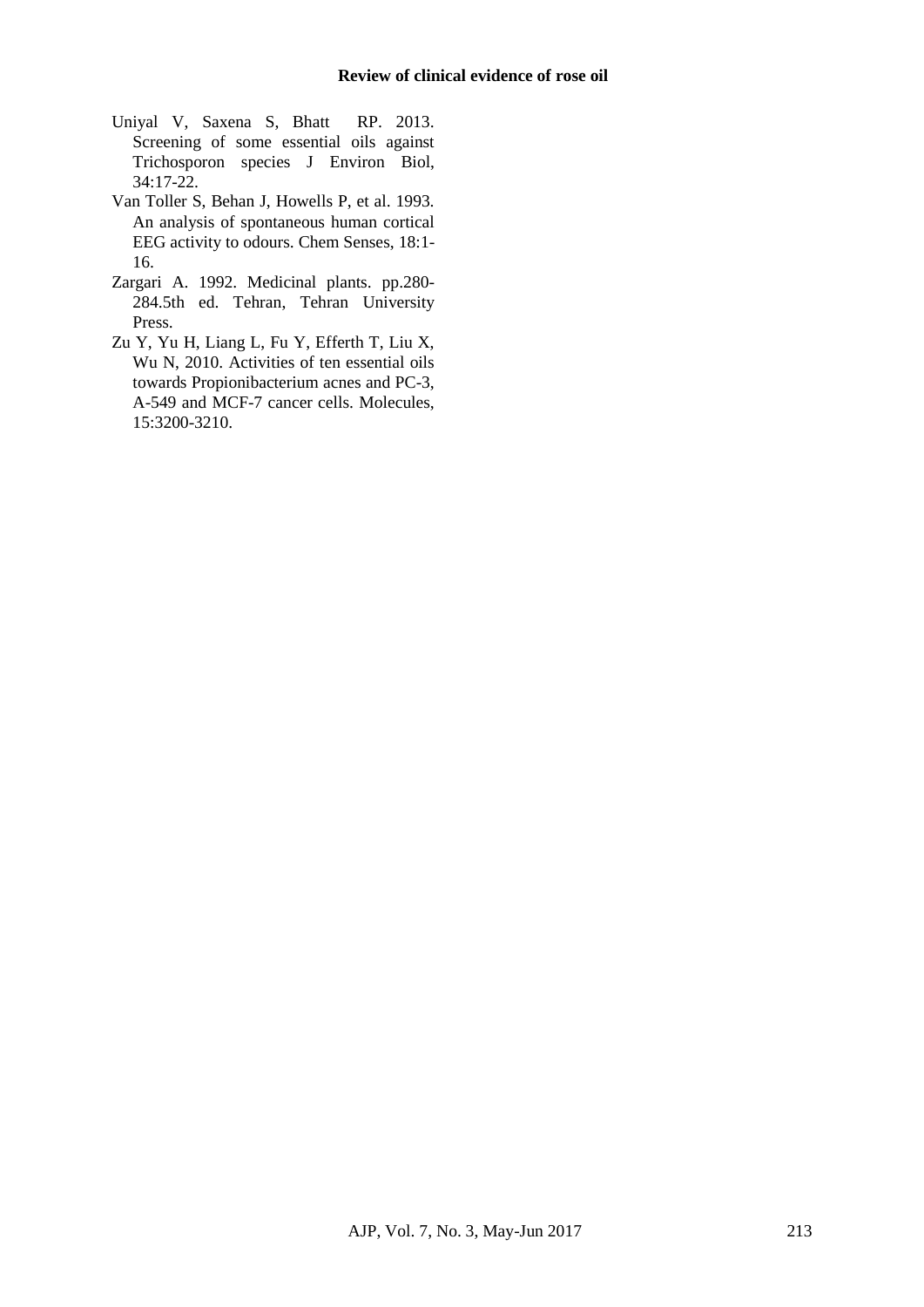Uniyal V, Saxena S, Bhatt RP. 2013. Screening of some essential oils against Trichosporon species J Environ Biol, 34:17-22.

Van Toller S, Behan J, Howells P, et al. 1993. An analysis of spontaneous human cortical EEG activity to odours. Chem Senses, 18:1-16.

Zargari A. 1992. Medicinal plants. pp.280-284.5th ed. Tehran, Tehran University Press.

Zu Y, Yu H, Liang L, Fu Y, Efferth T, Liu X, Wu N, 2010. Activities of ten essential oils towards Propionibacterium acnes and PC-3, A-549 and MCF-7 cancer cells. Molecules, 15:3200-3210.